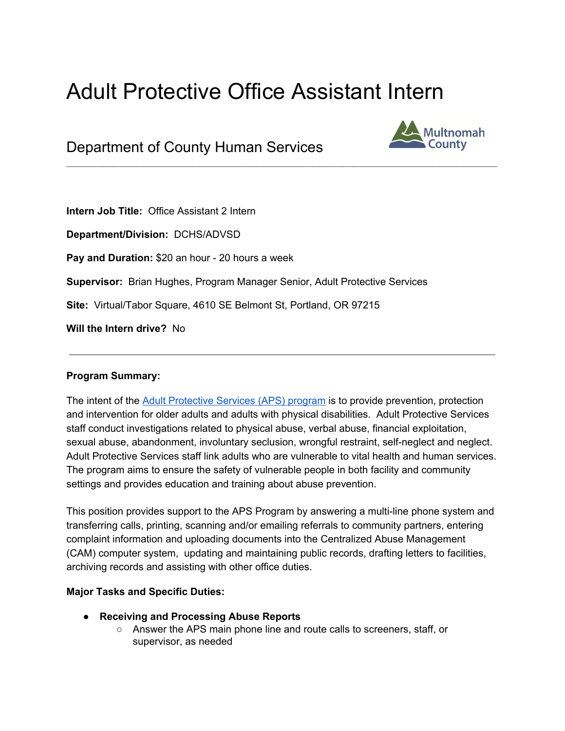# Adult Protective Office Assistant Intern

## Department of County Human Services

**Intern Job Title:** Office Assistant 2 Intern

**Department/Division:** DCHS/ADVSD

**Pay and Duration:** $20 an hour - 20 hours a week

**Supervisor:** Brian Hughes, Program Manager Senior, Adult Protective Services

**Site:** Virtual/Tabor Square, 4610 SE Belmont St, Portland, OR 97215

**Will the Intern drive?** No

---

**Program Summary:**

The intent of the Adult Protective Services (APS) program is to provide prevention, protection and intervention for older adults and adults with physical disabilities. Adult Protective Services staff conduct investigations related to physical abuse, verbal abuse, financial exploitation, sexual abuse, abandonment, involuntary seclusion, wrongful restraint, self-neglect and neglect. Adult Protective Services staff link adults who are vulnerable to vital health and human services. The program aims to ensure the safety of vulnerable people in both facility and community settings and provides education and training about abuse prevention.

This position provides support to the APS Program by answering a multi-line phone system and transferring calls, printing, scanning and/or emailing referrals to community partners, entering complaint information and uploading documents into the Centralized Abuse Management (CAM) computer system, updating and maintaining public records, drafting letters to facilities, archiving records and assisting with other office duties.

**Major Tasks and Specific Duties:**

- **Receiving and Processing Abuse Reports**
  - Answer the APS main phone line and route calls to screeners, staff, or supervisor, as needed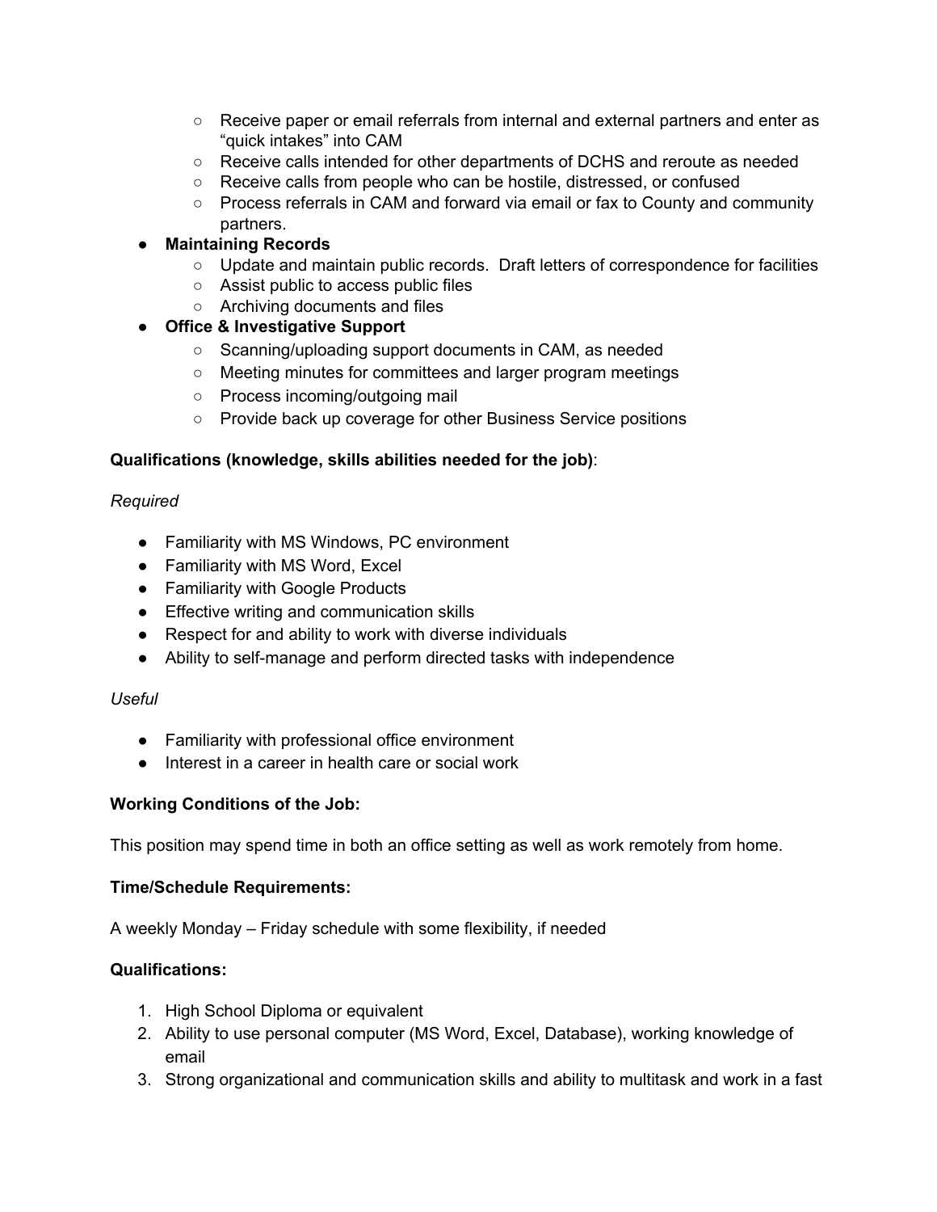- Receive paper or email referrals from internal and external partners and enter as "quick intakes" into CAM
    - Receive calls intended for other departments of DCHS and reroute as needed
    - Receive calls from people who can be hostile, distressed, or confused
    - Process referrals in CAM and forward via email or fax to County and community partners.
- **Maintaining Records**
    - Update and maintain public records. Draft letters of correspondence for facilities
    - Assist public to access public files
    - Archiving documents and files
- **Office & Investigative Support**
    - Scanning/uploading support documents in CAM, as needed
    - Meeting minutes for committees and larger program meetings
    - Process incoming/outgoing mail
    - Provide back up coverage for other Business Service positions

**Qualifications (knowledge, skills abilities needed for the job)**:

*Required*

- Familiarity with MS Windows, PC environment
- Familiarity with MS Word, Excel
- Familiarity with Google Products
- Effective writing and communication skills
- Respect for and ability to work with diverse individuals
- Ability to self-manage and perform directed tasks with independence

*Useful*

- Familiarity with professional office environment
- Interest in a career in health care or social work

**Working Conditions of the Job:**

This position may spend time in both an office setting as well as work remotely from home.

**Time/Schedule Requirements:**

A weekly Monday – Friday schedule with some flexibility, if needed

**Qualifications:**

1. High School Diploma or equivalent
2. Ability to use personal computer (MS Word, Excel, Database), working knowledge of email
3. Strong organizational and communication skills and ability to multitask and work in a fast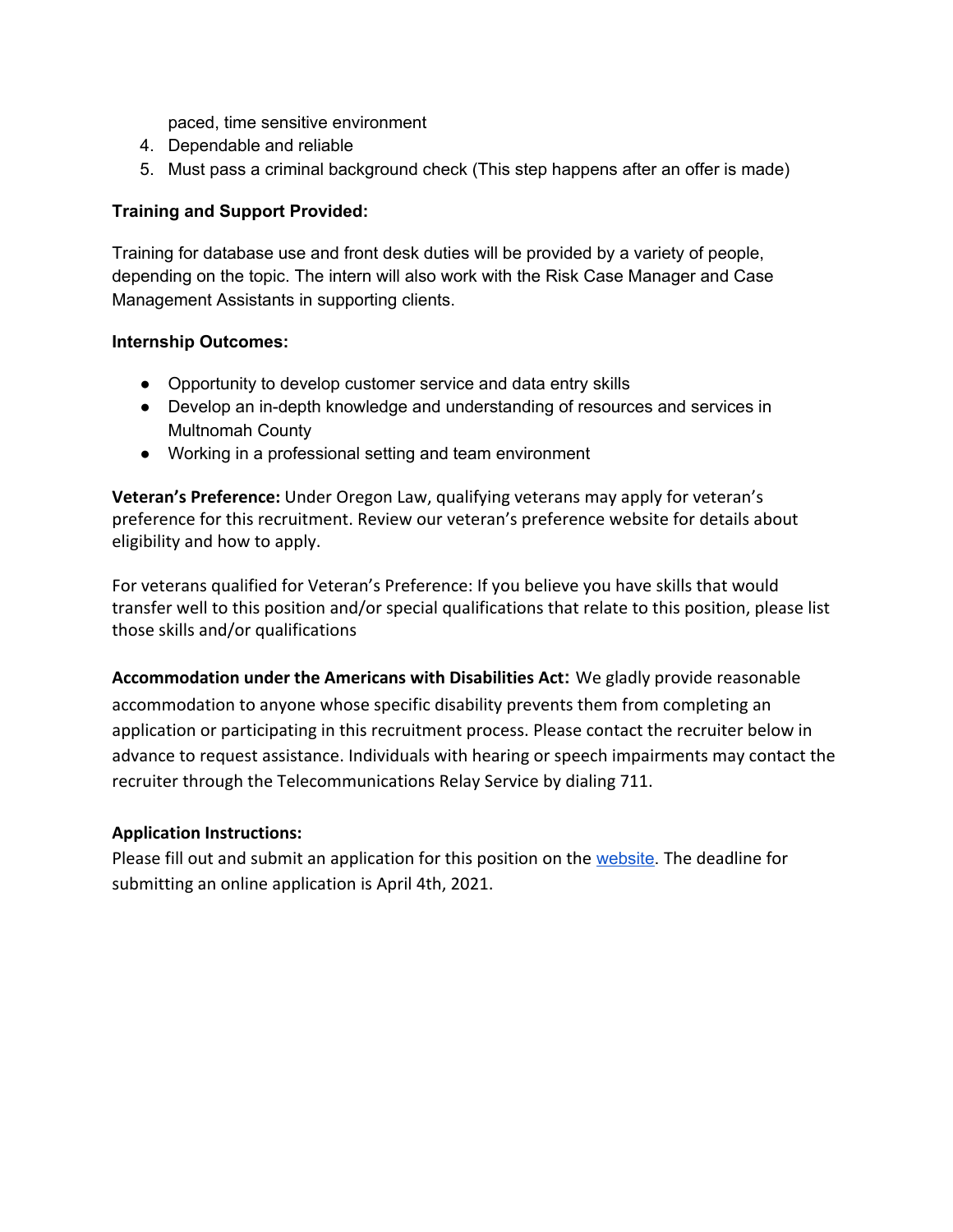paced, time sensitive environment

4. Dependable and reliable
5. Must pass a criminal background check (This step happens after an offer is made)

**Training and Support Provided:**

Training for database use and front desk duties will be provided by a variety of people, depending on the topic. The intern will also work with the Risk Case Manager and Case Management Assistants in supporting clients.

**Internship Outcomes:**

- Opportunity to develop customer service and data entry skills
- Develop an in-depth knowledge and understanding of resources and services in Multnomah County
- Working in a professional setting and team environment

**Veteran's Preference:** Under Oregon Law, qualifying veterans may apply for veteran's preference for this recruitment. Review our veteran's preference website for details about eligibility and how to apply.

For veterans qualified for Veteran's Preference: If you believe you have skills that would transfer well to this position and/or special qualifications that relate to this position, please list those skills and/or qualifications

**Accommodation under the Americans with Disabilities Act:** We gladly provide reasonable accommodation to anyone whose specific disability prevents them from completing an application or participating in this recruitment process. Please contact the recruiter below in advance to request assistance. Individuals with hearing or speech impairments may contact the recruiter through the Telecommunications Relay Service by dialing 711.

**Application Instructions:**

Please fill out and submit an application for this position on the website. The deadline for submitting an online application is April 4th, 2021.